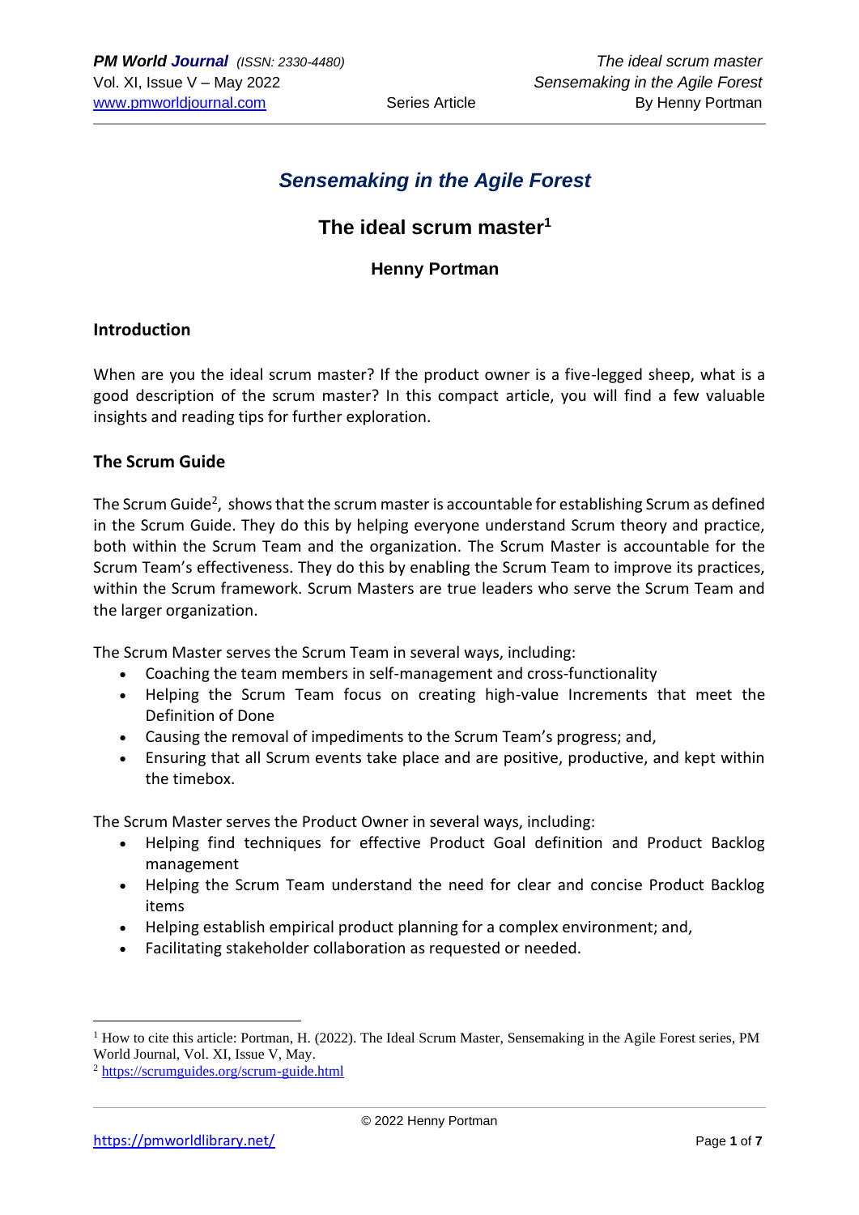# Sensemaking in the Agile Forest

## The ideal scrum master[1]

### Henny Portman

## Introduction

When are you the ideal scrum master? If the product owner is a five-legged sheep, what is a good description of the scrum master? In this compact article, you will find a few valuable insights and reading tips for further exploration.

## The Scrum Guide

The Scrum Guide[2], shows that the scrum master is accountable for establishing Scrum as defined in the Scrum Guide. They do this by helping everyone understand Scrum theory and practice, both within the Scrum Team and the organization. The Scrum Master is accountable for the Scrum Team's effectiveness. They do this by enabling the Scrum Team to improve its practices, within the Scrum framework. Scrum Masters are true leaders who serve the Scrum Team and the larger organization.

The Scrum Master serves the Scrum Team in several ways, including:

- Coaching the team members in self-management and cross-functionality
- Helping the Scrum Team focus on creating high-value Increments that meet the Definition of Done
- Causing the removal of impediments to the Scrum Team's progress; and,
- Ensuring that all Scrum events take place and are positive, productive, and kept within the timebox.

The Scrum Master serves the Product Owner in several ways, including:

- Helping find techniques for effective Product Goal definition and Product Backlog management
- Helping the Scrum Team understand the need for clear and concise Product Backlog items
- Helping establish empirical product planning for a complex environment; and,
- Facilitating stakeholder collaboration as requested or needed.

---

[1] How to cite this article: Portman, H. (2022). The Ideal Scrum Master, Sensemaking in the Agile Forest series, PM World Journal, Vol. XI, Issue V, May.

[2] https://scrumguides.org/scrum-guide.html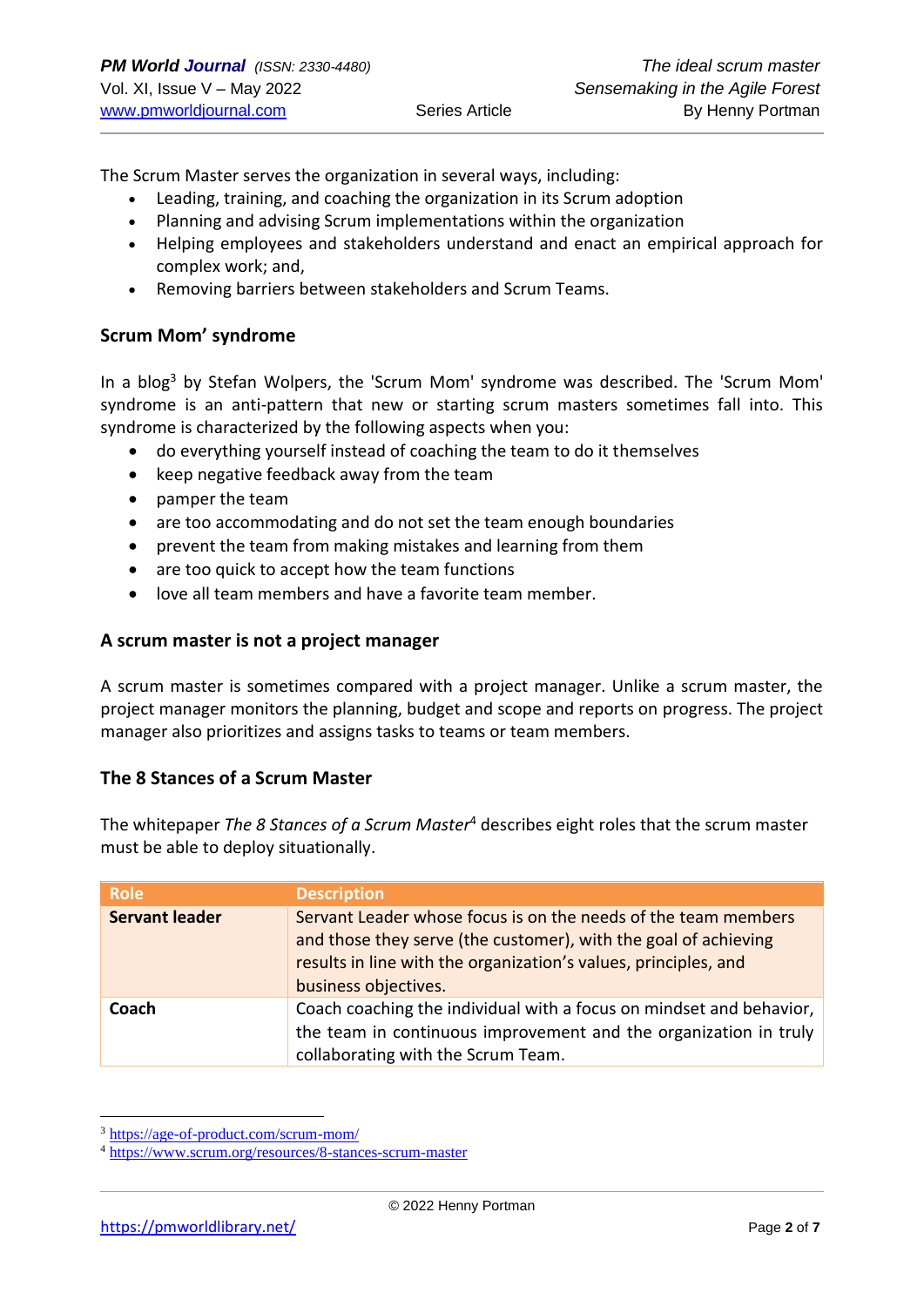The Scrum Master serves the organization in several ways, including:

- Leading, training, and coaching the organization in its Scrum adoption
- Planning and advising Scrum implementations within the organization
- Helping employees and stakeholders understand and enact an empirical approach for complex work; and,
- Removing barriers between stakeholders and Scrum Teams.

### Scrum Mom' syndrome

In a blog[3] by Stefan Wolpers, the 'Scrum Mom' syndrome was described. The 'Scrum Mom' syndrome is an anti-pattern that new or starting scrum masters sometimes fall into. This syndrome is characterized by the following aspects when you:

- do everything yourself instead of coaching the team to do it themselves
- keep negative feedback away from the team
- pamper the team
- are too accommodating and do not set the team enough boundaries
- prevent the team from making mistakes and learning from them
- are too quick to accept how the team functions
- love all team members and have a favorite team member.

### A scrum master is not a project manager

A scrum master is sometimes compared with a project manager. Unlike a scrum master, the project manager monitors the planning, budget and scope and reports on progress. The project manager also prioritizes and assigns tasks to teams or team members.

### The 8 Stances of a Scrum Master

The whitepaper *The 8 Stances of a Scrum Master*[4] describes eight roles that the scrum master must be able to deploy situationally.

| Role | Description |
|---|---|
| **Servant leader** | Servant Leader whose focus is on the needs of the team members and those they serve (the customer), with the goal of achieving results in line with the organization's values, principles, and business objectives. |
| **Coach** | Coach coaching the individual with a focus on mindset and behavior, the team in continuous improvement and the organization in truly collaborating with the Scrum Team. |

[3] https://age-of-product.com/scrum-mom/

[4] https://www.scrum.org/resources/8-stances-scrum-master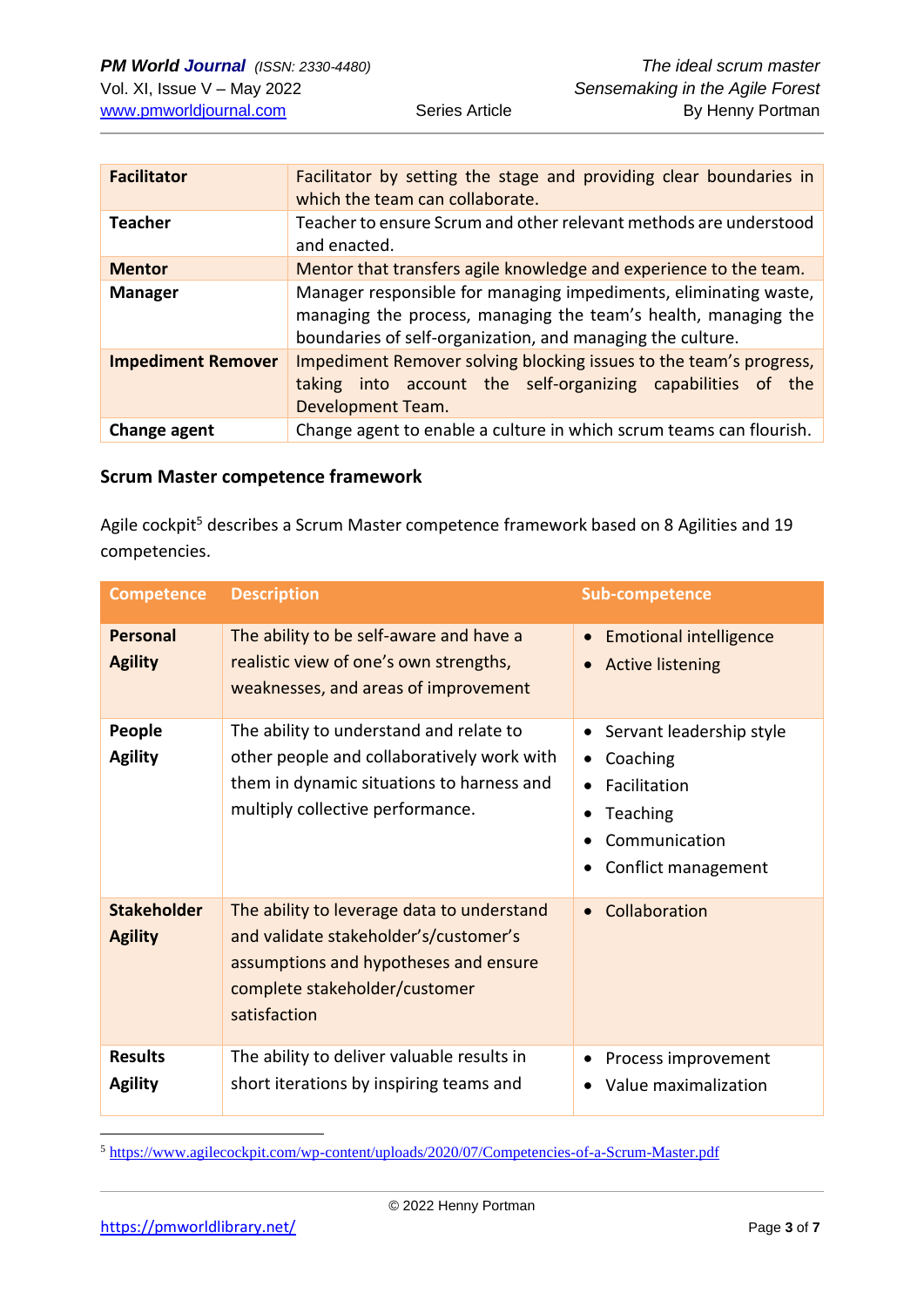| **Facilitator** | Facilitator by setting the stage and providing clear boundaries in which the team can collaborate. |
|---|---|
| **Teacher** | Teacher to ensure Scrum and other relevant methods are understood and enacted. |
| **Mentor** | Mentor that transfers agile knowledge and experience to the team. |
| **Manager** | Manager responsible for managing impediments, eliminating waste, managing the process, managing the team's health, managing the boundaries of self-organization, and managing the culture. |
| **Impediment Remover** | Impediment Remover solving blocking issues to the team's progress, taking into account the self-organizing capabilities of the Development Team. |
| **Change agent** | Change agent to enable a culture in which scrum teams can flourish. |

### Scrum Master competence framework

Agile cockpit[5] describes a Scrum Master competence framework based on 8 Agilities and 19 competencies.

| Competence | Description | Sub-competence |
|---|---|---|
| **Personal Agility** | The ability to be self-aware and have a realistic view of one's own strengths, weaknesses, and areas of improvement | • Emotional intelligence<br>• Active listening |
| **People Agility** | The ability to understand and relate to other people and collaboratively work with them in dynamic situations to harness and multiply collective performance. | • Servant leadership style<br>• Coaching<br>• Facilitation<br>• Teaching<br>• Communication<br>• Conflict management |
| **Stakeholder Agility** | The ability to leverage data to understand and validate stakeholder's/customer's assumptions and hypotheses and ensure complete stakeholder/customer satisfaction | • Collaboration |
| **Results Agility** | The ability to deliver valuable results in short iterations by inspiring teams and | • Process improvement<br>• Value maximalization |

[5] https://www.agilecockpit.com/wp-content/uploads/2020/07/Competencies-of-a-Scrum-Master.pdf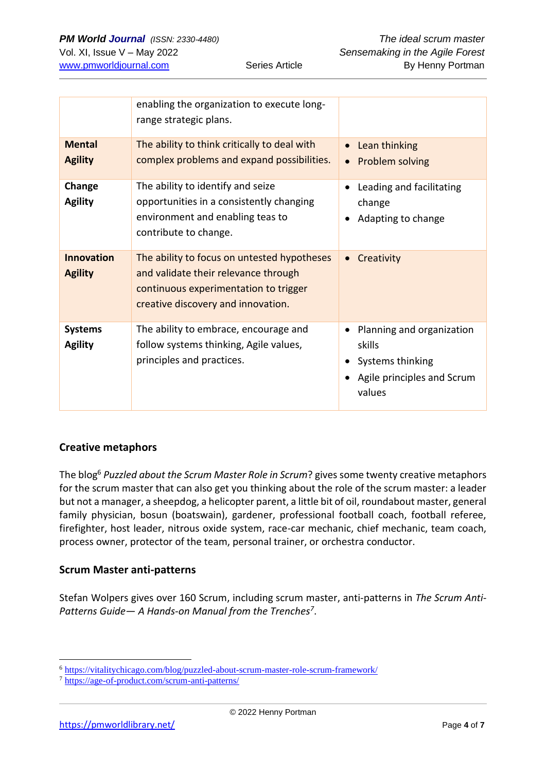| | | |
|---|---|---|
| | enabling the organization to execute long-range strategic plans. | |
| **Mental Agility** | The ability to think critically to deal with complex problems and expand possibilities. | • Lean thinking<br>• Problem solving |
| **Change Agility** | The ability to identify and seize opportunities in a consistently changing environment and enabling teas to contribute to change. | • Leading and facilitating change<br>• Adapting to change |
| **Innovation Agility** | The ability to focus on untested hypotheses and validate their relevance through continuous experimentation to trigger creative discovery and innovation. | • Creativity |
| **Systems Agility** | The ability to embrace, encourage and follow systems thinking, Agile values, principles and practices. | • Planning and organization skills<br>• Systems thinking<br>• Agile principles and Scrum values |

## Creative metaphors

The blog[6] *Puzzled about the Scrum Master Role in Scrum*? gives some twenty creative metaphors for the scrum master that can also get you thinking about the role of the scrum master: a leader but not a manager, a sheepdog, a helicopter parent, a little bit of oil, roundabout master, general family physician, bosun (boatswain), gardener, professional football coach, football referee, firefighter, host leader, nitrous oxide system, race-car mechanic, chief mechanic, team coach, process owner, protector of the team, personal trainer, or orchestra conductor.

## Scrum Master anti-patterns

Stefan Wolpers gives over 160 Scrum, including scrum master, anti-patterns in *The Scrum Anti-Patterns Guide— A Hands-on Manual from the Trenches*[7].

---

[6] https://vitalitychicago.com/blog/puzzled-about-scrum-master-role-scrum-framework/

[7] https://age-of-product.com/scrum-anti-patterns/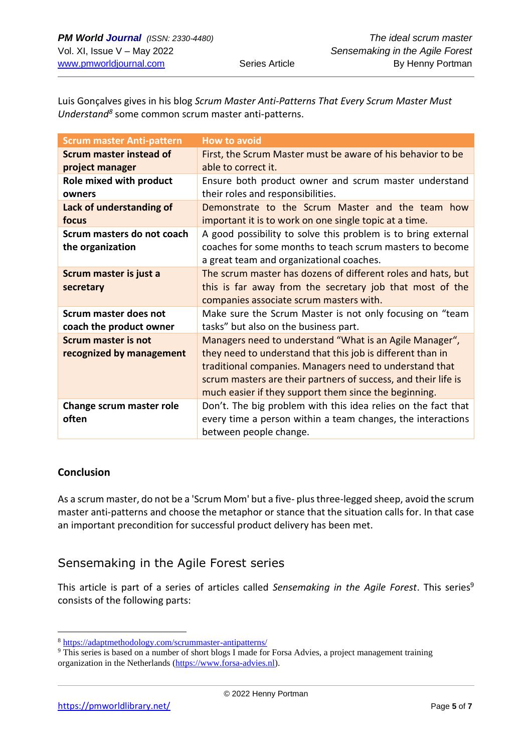Luis Gonçalves gives in his blog *Scrum Master Anti-Patterns That Every Scrum Master Must Understand*[8] some common scrum master anti-patterns.

| Scrum master Anti-pattern | How to avoid |
|---|---|
| **Scrum master instead of project manager** | First, the Scrum Master must be aware of his behavior to be able to correct it. |
| **Role mixed with product owners** | Ensure both product owner and scrum master understand their roles and responsibilities. |
| **Lack of understanding of focus** | Demonstrate to the Scrum Master and the team how important it is to work on one single topic at a time. |
| **Scrum masters do not coach the organization** | A good possibility to solve this problem is to bring external coaches for some months to teach scrum masters to become a great team and organizational coaches. |
| **Scrum master is just a secretary** | The scrum master has dozens of different roles and hats, but this is far away from the secretary job that most of the companies associate scrum masters with. |
| **Scrum master does not coach the product owner** | Make sure the Scrum Master is not only focusing on "team tasks" but also on the business part. |
| **Scrum master is not recognized by management** | Managers need to understand "What is an Agile Manager", they need to understand that this job is different than in traditional companies. Managers need to understand that scrum masters are their partners of success, and their life is much easier if they support them since the beginning. |
| **Change scrum master role often** | Don't. The big problem with this idea relies on the fact that every time a person within a team changes, the interactions between people change. |

### Conclusion

As a scrum master, do not be a 'Scrum Mom' but a five- plus three-legged sheep, avoid the scrum master anti-patterns and choose the metaphor or stance that the situation calls for. In that case an important precondition for successful product delivery has been met.

## Sensemaking in the Agile Forest series

This article is part of a series of articles called *Sensemaking in the Agile Forest*. This series[9] consists of the following parts:

---

[8] https://adaptmethodology.com/scrummaster-antipatterns/

[9] This series is based on a number of short blogs I made for Forsa Advies, a project management training organization in the Netherlands (https://www.forsa-advies.nl).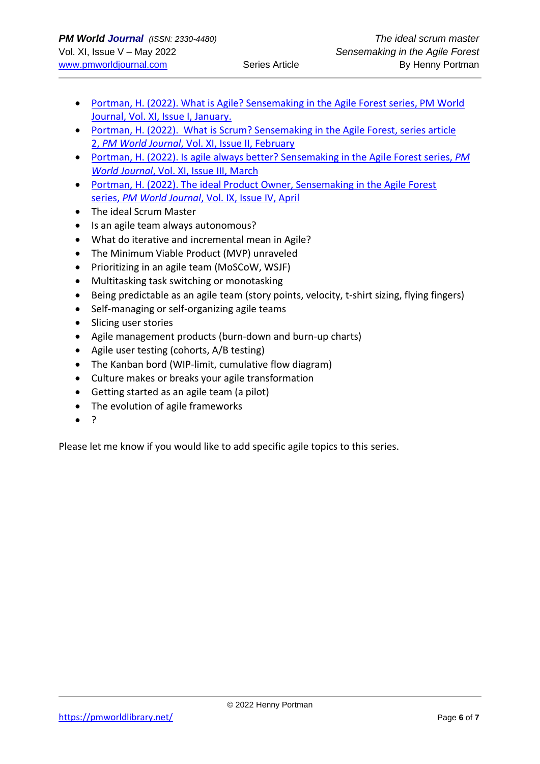- Portman, H. (2022). What is Agile? Sensemaking in the Agile Forest series, PM World Journal, Vol. XI, Issue I, January.
- Portman, H. (2022). What is Scrum? Sensemaking in the Agile Forest, series article 2, *PM World Journal*, Vol. XI, Issue II, February
- Portman, H. (2022). Is agile always better? Sensemaking in the Agile Forest series, *PM World Journal*, Vol. XI, Issue III, March
- Portman, H. (2022). The ideal Product Owner, Sensemaking in the Agile Forest series, *PM World Journal*, Vol. IX, Issue IV, April
- The ideal Scrum Master
- Is an agile team always autonomous?
- What do iterative and incremental mean in Agile?
- The Minimum Viable Product (MVP) unraveled
- Prioritizing in an agile team (MoSCoW, WSJF)
- Multitasking task switching or monotasking
- Being predictable as an agile team (story points, velocity, t-shirt sizing, flying fingers)
- Self-managing or self-organizing agile teams
- Slicing user stories
- Agile management products (burn-down and burn-up charts)
- Agile user testing (cohorts, A/B testing)
- The Kanban bord (WIP-limit, cumulative flow diagram)
- Culture makes or breaks your agile transformation
- Getting started as an agile team (a pilot)
- The evolution of agile frameworks
- ?

Please let me know if you would like to add specific agile topics to this series.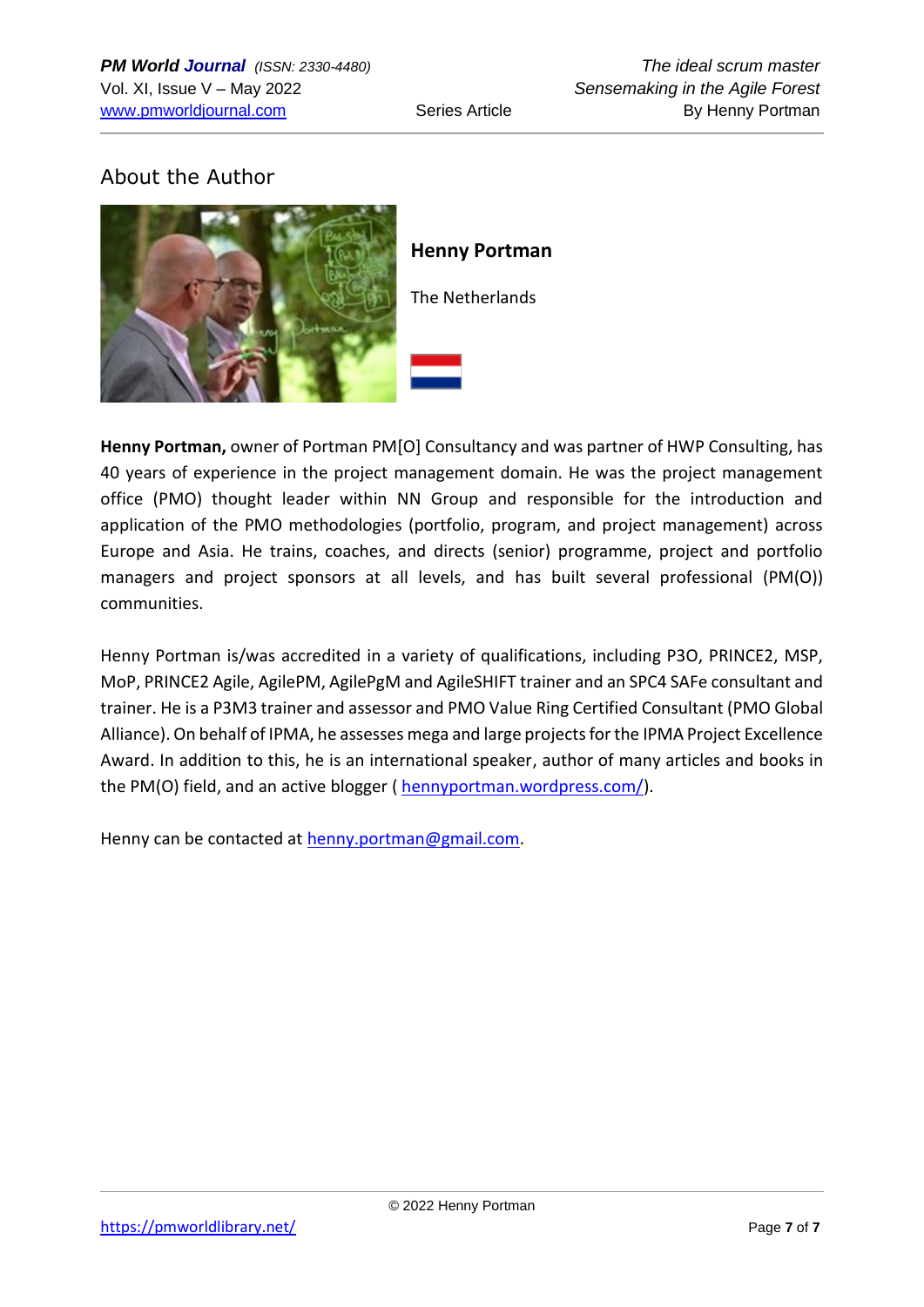## About the Author

**Henny Portman**

The Netherlands

**Henny Portman,** owner of Portman PM[O] Consultancy and was partner of HWP Consulting, has 40 years of experience in the project management domain. He was the project management office (PMO) thought leader within NN Group and responsible for the introduction and application of the PMO methodologies (portfolio, program, and project management) across Europe and Asia. He trains, coaches, and directs (senior) programme, project and portfolio managers and project sponsors at all levels, and has built several professional (PM(O)) communities.

Henny Portman is/was accredited in a variety of qualifications, including P3O, PRINCE2, MSP, MoP, PRINCE2 Agile, AgilePM, AgilePgM and AgileSHIFT trainer and an SPC4 SAFe consultant and trainer. He is a P3M3 trainer and assessor and PMO Value Ring Certified Consultant (PMO Global Alliance). On behalf of IPMA, he assesses mega and large projects for the IPMA Project Excellence Award. In addition to this, he is an international speaker, author of many articles and books in the PM(O) field, and an active blogger ( hennyportman.wordpress.com/).

Henny can be contacted at henny.portman@gmail.com.